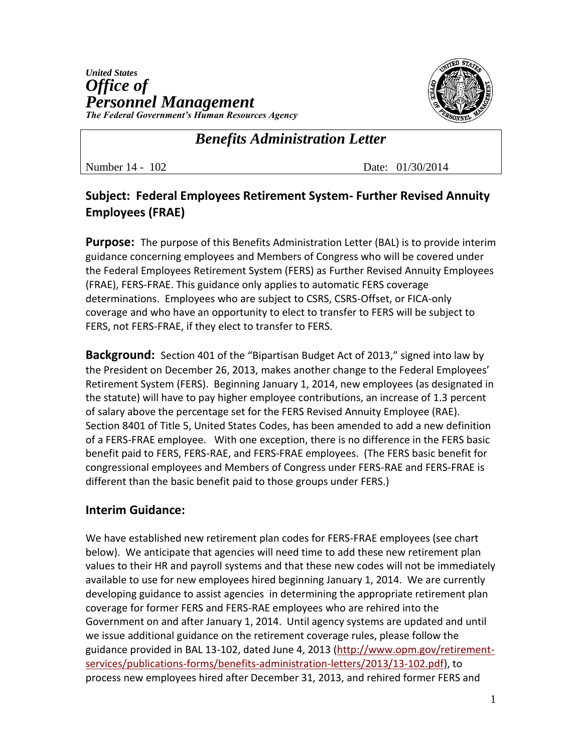*United States*
***Office of Personnel Management***
***The Federal Government's Human Resources Agency***

# *Benefits Administration Letter*

Number 14 - 102 Date: 01/30/2014

## Subject: Federal Employees Retirement System- Further Revised Annuity Employees (FRAE)

**Purpose:** The purpose of this Benefits Administration Letter (BAL) is to provide interim guidance concerning employees and Members of Congress who will be covered under the Federal Employees Retirement System (FERS) as Further Revised Annuity Employees (FRAE), FERS-FRAE. This guidance only applies to automatic FERS coverage determinations. Employees who are subject to CSRS, CSRS-Offset, or FICA-only coverage and who have an opportunity to elect to transfer to FERS will be subject to FERS, not FERS-FRAE, if they elect to transfer to FERS.

**Background:** Section 401 of the "Bipartisan Budget Act of 2013," signed into law by the President on December 26, 2013, makes another change to the Federal Employees' Retirement System (FERS). Beginning January 1, 2014, new employees (as designated in the statute) will have to pay higher employee contributions, an increase of 1.3 percent of salary above the percentage set for the FERS Revised Annuity Employee (RAE). Section 8401 of Title 5, United States Codes, has been amended to add a new definition of a FERS-FRAE employee. With one exception, there is no difference in the FERS basic benefit paid to FERS, FERS-RAE, and FERS-FRAE employees. (The FERS basic benefit for congressional employees and Members of Congress under FERS-RAE and FERS-FRAE is different than the basic benefit paid to those groups under FERS.)

## Interim Guidance:

We have established new retirement plan codes for FERS-FRAE employees (see chart below). We anticipate that agencies will need time to add these new retirement plan values to their HR and payroll systems and that these new codes will not be immediately available to use for new employees hired beginning January 1, 2014. We are currently developing guidance to assist agencies in determining the appropriate retirement plan coverage for former FERS and FERS-RAE employees who are rehired into the Government on and after January 1, 2014. Until agency systems are updated and until we issue additional guidance on the retirement coverage rules, please follow the guidance provided in BAL 13-102, dated June 4, 2013 (http://www.opm.gov/retirement-services/publications-forms/benefits-administration-letters/2013/13-102.pdf), to process new employees hired after December 31, 2013, and rehired former FERS and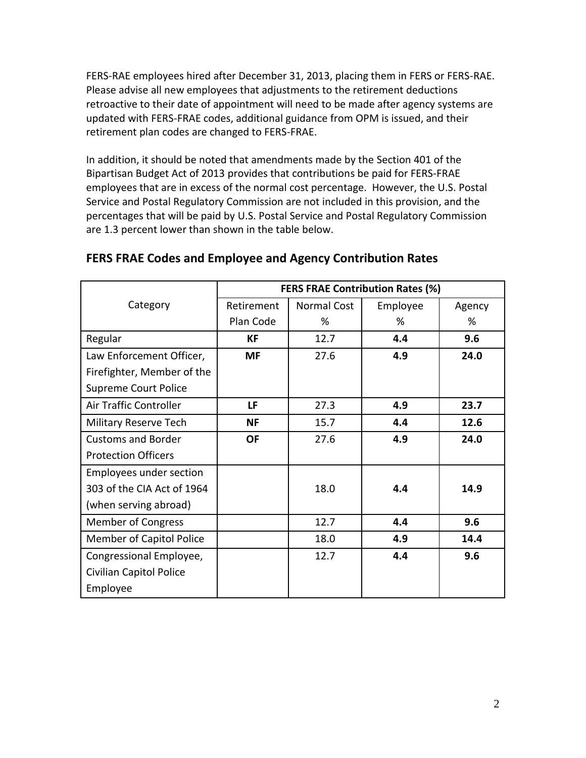FERS-RAE employees hired after December 31, 2013, placing them in FERS or FERS-RAE. Please advise all new employees that adjustments to the retirement deductions retroactive to their date of appointment will need to be made after agency systems are updated with FERS-FRAE codes, additional guidance from OPM is issued, and their retirement plan codes are changed to FERS-FRAE.

In addition, it should be noted that amendments made by the Section 401 of the Bipartisan Budget Act of 2013 provides that contributions be paid for FERS-FRAE employees that are in excess of the normal cost percentage. However, the U.S. Postal Service and Postal Regulatory Commission are not included in this provision, and the percentages that will be paid by U.S. Postal Service and Postal Regulatory Commission are 1.3 percent lower than shown in the table below.

## FERS FRAE Codes and Employee and Agency Contribution Rates

| Category | FERS FRAE Contribution Rates (%) | | | |
|---|---|---|---|---|
| | Retirement Plan Code | Normal Cost % | Employee % | Agency % |
| Regular | **KF** | 12.7 | **4.4** | **9.6** |
| Law Enforcement Officer, Firefighter, Member of the Supreme Court Police | **MF** | 27.6 | **4.9** | **24.0** |
| Air Traffic Controller | **LF** | 27.3 | **4.9** | **23.7** |
| Military Reserve Tech | **NF** | 15.7 | **4.4** | **12.6** |
| Customs and Border Protection Officers | **OF** | 27.6 | **4.9** | **24.0** |
| Employees under section 303 of the CIA Act of 1964 (when serving abroad) | | 18.0 | **4.4** | **14.9** |
| Member of Congress | | 12.7 | **4.4** | **9.6** |
| Member of Capitol Police | | 18.0 | **4.9** | **14.4** |
| Congressional Employee, Civilian Capitol Police Employee | | 12.7 | **4.4** | **9.6** |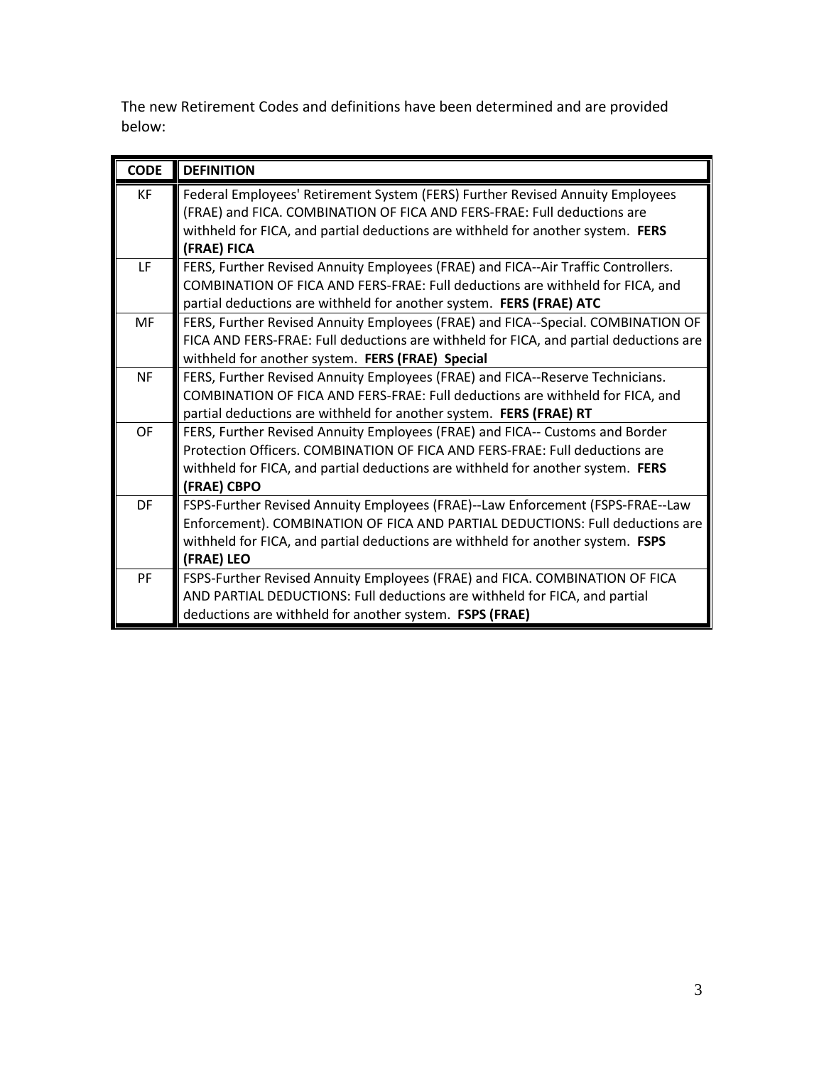The new Retirement Codes and definitions have been determined and are provided below:

| CODE | DEFINITION |
|---|---|
| KF | Federal Employees' Retirement System (FERS) Further Revised Annuity Employees (FRAE) and FICA. COMBINATION OF FICA AND FERS-FRAE: Full deductions are withheld for FICA, and partial deductions are withheld for another system. **FERS (FRAE) FICA** |
| LF | FERS, Further Revised Annuity Employees (FRAE) and FICA--Air Traffic Controllers. COMBINATION OF FICA AND FERS-FRAE: Full deductions are withheld for FICA, and partial deductions are withheld for another system. **FERS (FRAE) ATC** |
| MF | FERS, Further Revised Annuity Employees (FRAE) and FICA--Special. COMBINATION OF FICA AND FERS-FRAE: Full deductions are withheld for FICA, and partial deductions are withheld for another system. **FERS (FRAE) Special** |
| NF | FERS, Further Revised Annuity Employees (FRAE) and FICA--Reserve Technicians. COMBINATION OF FICA AND FERS-FRAE: Full deductions are withheld for FICA, and partial deductions are withheld for another system. **FERS (FRAE) RT** |
| OF | FERS, Further Revised Annuity Employees (FRAE) and FICA-- Customs and Border Protection Officers. COMBINATION OF FICA AND FERS-FRAE: Full deductions are withheld for FICA, and partial deductions are withheld for another system. **FERS (FRAE) CBPO** |
| DF | FSPS-Further Revised Annuity Employees (FRAE)--Law Enforcement (FSPS-FRAE--Law Enforcement). COMBINATION OF FICA AND PARTIAL DEDUCTIONS: Full deductions are withheld for FICA, and partial deductions are withheld for another system. **FSPS (FRAE) LEO** |
| PF | FSPS-Further Revised Annuity Employees (FRAE) and FICA. COMBINATION OF FICA AND PARTIAL DEDUCTIONS: Full deductions are withheld for FICA, and partial deductions are withheld for another system. **FSPS (FRAE)** |